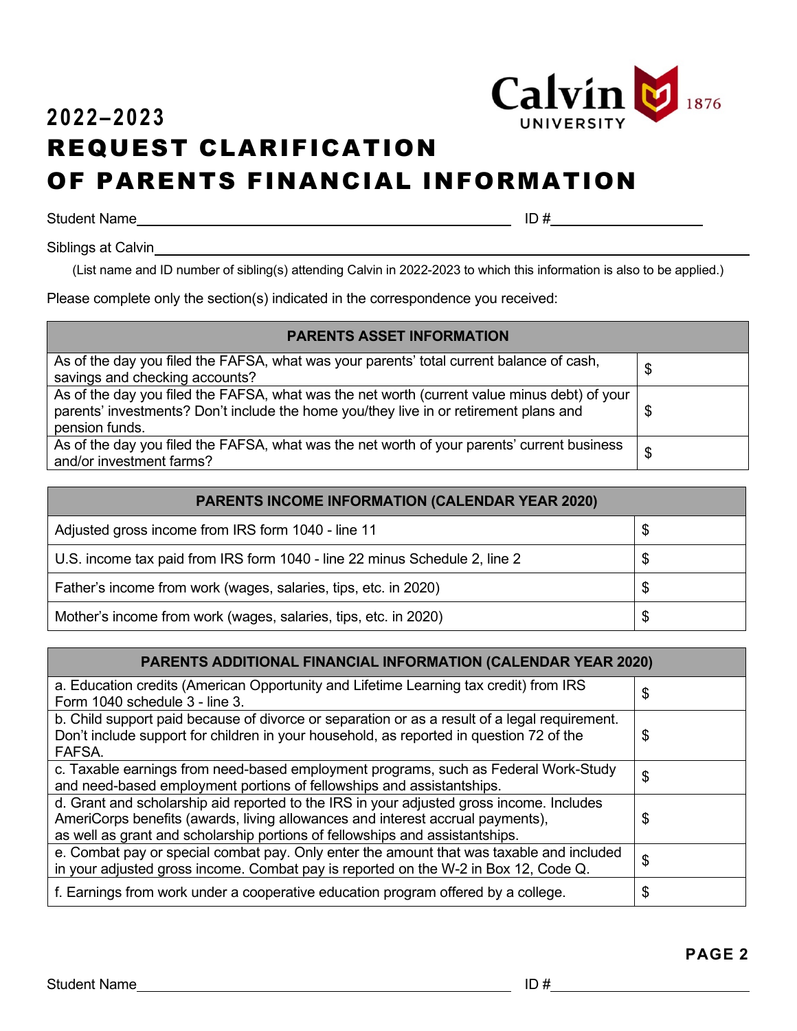Calvin University 1876

# 2022–2023
# REQUEST CLARIFICATION OF PARENTS FINANCIAL INFORMATION

Student Name\_\_\_\_\_\_\_\_\_\_\_\_\_\_\_\_\_\_\_\_\_\_\_\_\_\_\_\_\_\_\_\_\_\_\_\_\_\_\_\_ ID #\_\_\_\_\_\_\_\_\_\_\_\_\_\_\_\_\_\_\_\_

Siblings at Calvin\_\_\_\_\_\_\_\_\_\_\_\_\_\_\_\_\_\_\_\_\_\_\_\_\_\_\_\_\_\_\_\_\_\_\_\_\_\_\_\_\_\_\_\_\_\_\_\_\_\_\_\_\_\_\_\_\_\_\_\_

(List name and ID number of sibling(s) attending Calvin in 2022-2023 to which this information is also to be applied.)

Please complete only the section(s) indicated in the correspondence you received:

| PARENTS ASSET INFORMATION | |
|---|---|
| As of the day you filed the FAFSA, what was your parents' total current balance of cash, savings and checking accounts? | $ |
| As of the day you filed the FAFSA, what was the net worth (current value minus debt) of your parents' investments? Don't include the home you/they live in or retirement plans and pension funds. | $ |
| As of the day you filed the FAFSA, what was the net worth of your parents' current business and/or investment farms? | $ |

| PARENTS INCOME INFORMATION (CALENDAR YEAR 2020) | |
|---|---|
| Adjusted gross income from IRS form 1040 - line 11 | $ |
| U.S. income tax paid from IRS form 1040 - line 22 minus Schedule 2, line 2 | $ |
| Father's income from work (wages, salaries, tips, etc. in 2020) | $ |
| Mother's income from work (wages, salaries, tips, etc. in 2020) | $ |

| PARENTS ADDITIONAL FINANCIAL INFORMATION (CALENDAR YEAR 2020) | |
|---|---|
| a. Education credits (American Opportunity and Lifetime Learning tax credit) from IRS Form 1040 schedule 3 - line 3. | $ |
| b. Child support paid because of divorce or separation or as a result of a legal requirement. Don't include support for children in your household, as reported in question 72 of the FAFSA. | $ |
| c. Taxable earnings from need-based employment programs, such as Federal Work-Study and need-based employment portions of fellowships and assistantships. | $ |
| d. Grant and scholarship aid reported to the IRS in your adjusted gross income. Includes AmeriCorps benefits (awards, living allowances and interest accrual payments), as well as grant and scholarship portions of fellowships and assistantships. | $ |
| e. Combat pay or special combat pay. Only enter the amount that was taxable and included in your adjusted gross income. Combat pay is reported on the W-2 in Box 12, Code Q. | $ |
| f. Earnings from work under a cooperative education program offered by a college. | $ |

**PAGE 2**

Student Name\_\_\_\_\_\_\_\_\_\_\_\_\_\_\_\_\_\_\_\_\_\_\_\_\_\_\_\_\_\_\_\_\_\_\_\_\_\_\_\_ ID #\_\_\_\_\_\_\_\_\_\_\_\_\_\_\_\_\_\_\_\_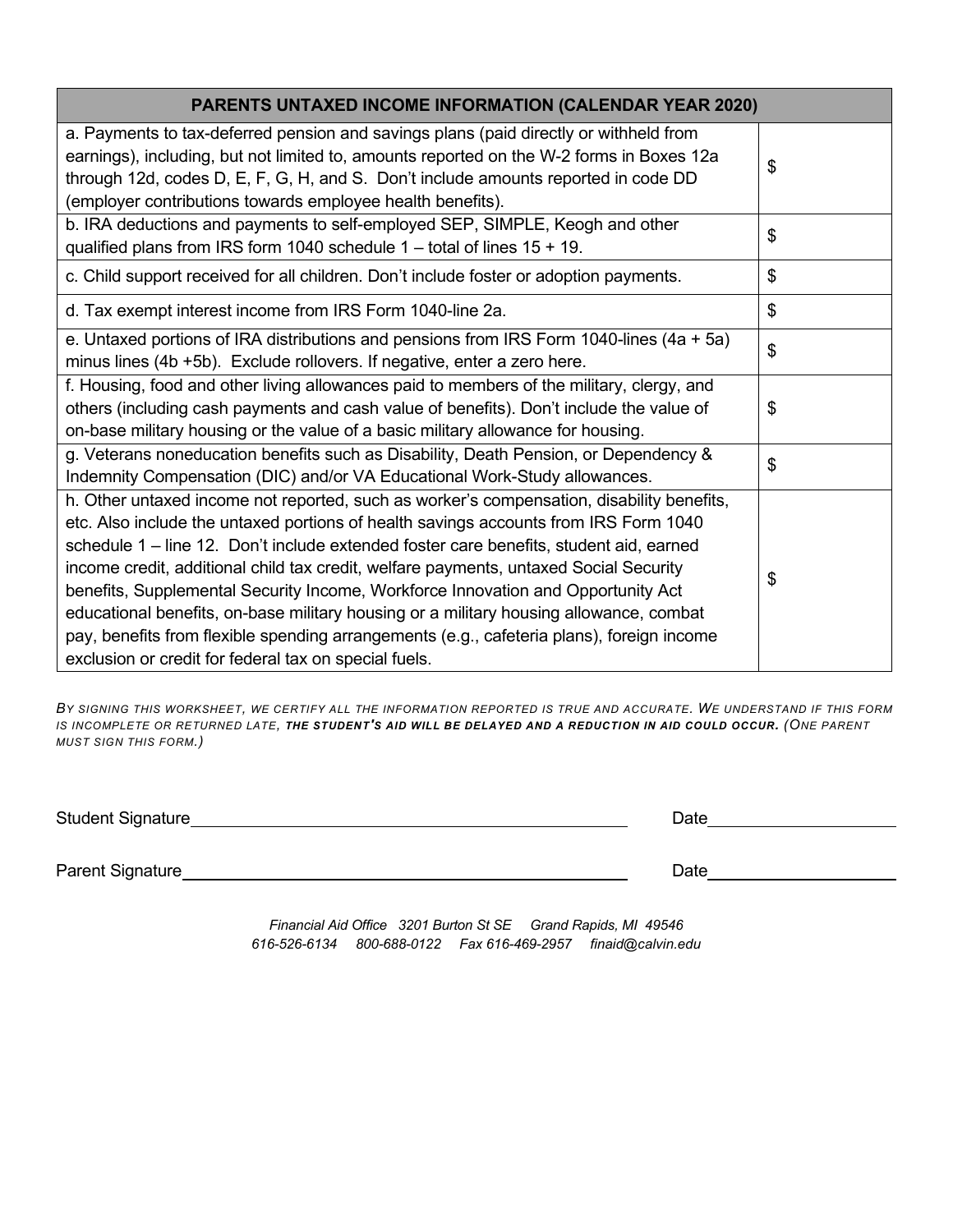| PARENTS UNTAXED INCOME INFORMATION (CALENDAR YEAR 2020) | |
|---|---|
| a. Payments to tax-deferred pension and savings plans (paid directly or withheld from earnings), including, but not limited to, amounts reported on the W-2 forms in Boxes 12a through 12d, codes D, E, F, G, H, and S. Don't include amounts reported in code DD (employer contributions towards employee health benefits). | $ |
| b. IRA deductions and payments to self-employed SEP, SIMPLE, Keogh and other qualified plans from IRS form 1040 schedule 1 – total of lines 15 + 19. | $ |
| c. Child support received for all children. Don't include foster or adoption payments. | $ |
| d. Tax exempt interest income from IRS Form 1040-line 2a. | $ |
| e. Untaxed portions of IRA distributions and pensions from IRS Form 1040-lines (4a + 5a) minus lines (4b +5b). Exclude rollovers. If negative, enter a zero here. | $ |
| f. Housing, food and other living allowances paid to members of the military, clergy, and others (including cash payments and cash value of benefits). Don't include the value of on-base military housing or the value of a basic military allowance for housing. | $ |
| g. Veterans noneducation benefits such as Disability, Death Pension, or Dependency & Indemnity Compensation (DIC) and/or VA Educational Work-Study allowances. | $ |
| h. Other untaxed income not reported, such as worker's compensation, disability benefits, etc. Also include the untaxed portions of health savings accounts from IRS Form 1040 schedule 1 – line 12. Don't include extended foster care benefits, student aid, earned income credit, additional child tax credit, welfare payments, untaxed Social Security benefits, Supplemental Security Income, Workforce Innovation and Opportunity Act educational benefits, on-base military housing or a military housing allowance, combat pay, benefits from flexible spending arrangements (e.g., cafeteria plans), foreign income exclusion or credit for federal tax on special fuels. | $ |

*By signing this worksheet, we certify all the information reported is true and accurate. We understand if this form is incomplete or returned late, **the student's aid will be delayed and a reduction in aid could occur.** (One parent must sign this form.)*

Student Signature\_\_\_\_\_\_\_\_\_\_\_\_\_\_\_\_\_\_\_\_\_\_\_\_\_\_\_\_\_\_\_\_\_\_\_\_ Date\_\_\_\_\_\_\_\_\_\_\_\_\_\_\_\_

Parent Signature\_\_\_\_\_\_\_\_\_\_\_\_\_\_\_\_\_\_\_\_\_\_\_\_\_\_\_\_\_\_\_\_\_\_\_\_ Date\_\_\_\_\_\_\_\_\_\_\_\_\_\_\_\_

*Financial Aid Office 3201 Burton St SE Grand Rapids, MI 49546*
*616-526-6134 800-688-0122 Fax 616-469-2957 finaid@calvin.edu*